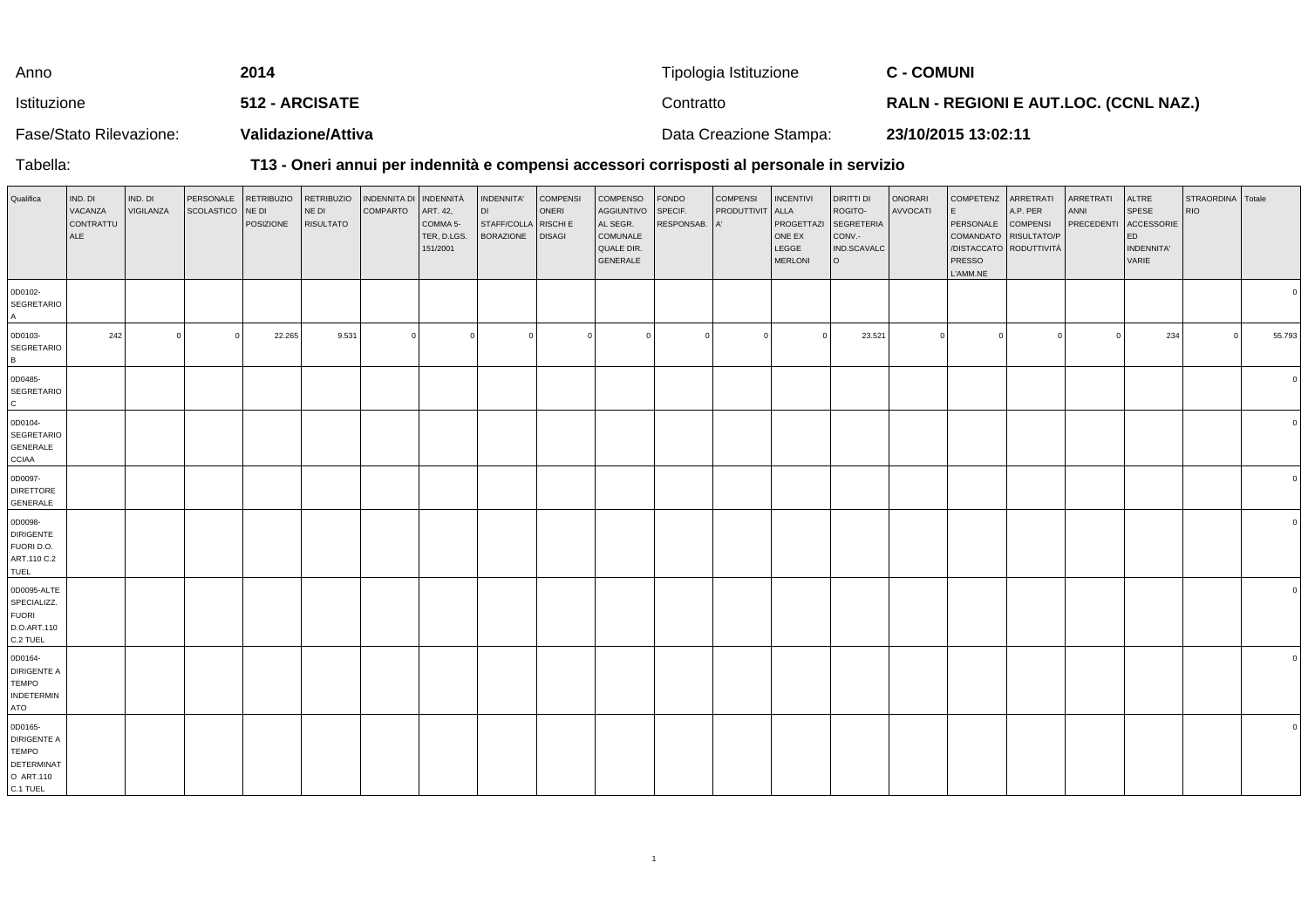| Anno | 2014 | Tipologia Istituzione | C - COMUNI |
|---|---|---|---|
| Istituzione | 512 - ARCISATE | Contratto | RALN - REGIONI E AUT.LOC. (CCNL NAZ.) |
| Fase/Stato Rilevazione: | Validazione/Attiva | Data Creazione Stampa: | 23/10/2015 13:02:11 |

Tabella: **T13 - Oneri annui per indennità e compensi accessori corrisposti al personale in servizio**

| Qualifica | IND. DI VACANZA CONTRATTUALE | IND. DI VIGILANZA | PERSONALE SCOLASTICO | RETRIBUZIONE DI POSIZIONE | RETRIBUZIONE DI RISULTATO | INDENNITA DI COMPARTO | INDENNITÀ ART. 42, COMMA 5-TER, D.LGS. 151/2001 | INDENNITA' DI STAFF/COLLABORAZIONE | COMPENSI ONERI RISCHI E DISAGI | COMPENSO AGGIUNTIVO AL SEGR. COMUNALE QUALE DIR. GENERALE | FONDO SPECIF. RESPONSAB. | COMPENSI PRODUTTIVITA' | INCENTIVI ALLA PROGETTAZIONE EX LEGGE MERLONI | DIRITTI DI ROGITO-SEGRETERIA CONV.-IND.SCAVALCO | ONORARI AVVOCATI | COMPETENZE PERSONALE COMANDATO /DISTACCATO PRESSO L'AMM.NE | ARRETRATI A.P. PER COMPENSI RISULTATO/PRODUTTIVITÀ | ARRETRATI ANNI PRECEDENTI | ALTRE SPESE ACCESSORIE ED INDENNITA' VARIE | STRAORDINARIO | Totale |
|---|---|---|---|---|---|---|---|---|---|---|---|---|---|---|---|---|---|---|---|---|---|
| 0D0102-SEGRETARIO A | | | | | | | | | | | | | | | | | | | | | 0 |
| 0D0103-SEGRETARIO B | 242 | 0 | 0 | 22.265 | 9.531 | 0 | 0 | 0 | 0 | 0 | 0 | 0 | 0 | 23.521 | 0 | 0 | 0 | 0 | 234 | 0 | 55.793 |
| 0D0485-SEGRETARIO C | | | | | | | | | | | | | | | | | | | | | 0 |
| 0D0104-SEGRETARIO GENERALE CCIAA | | | | | | | | | | | | | | | | | | | | | 0 |
| 0D0097-DIRETTORE GENERALE | | | | | | | | | | | | | | | | | | | | | 0 |
| 0D0098-DIRIGENTE FUORI D.O. ART.110 C.2 TUEL | | | | | | | | | | | | | | | | | | | | | 0 |
| 0D0095-ALTE SPECIALIZZ. FUORI D.O.ART.110 C.2 TUEL | | | | | | | | | | | | | | | | | | | | | 0 |
| 0D0164-DIRIGENTE A TEMPO INDETERMINATO | | | | | | | | | | | | | | | | | | | | | 0 |
| 0D0165-DIRIGENTE A TEMPO DETERMINATO ART.110 C.1 TUEL | | | | | | | | | | | | | | | | | | | | | 0 |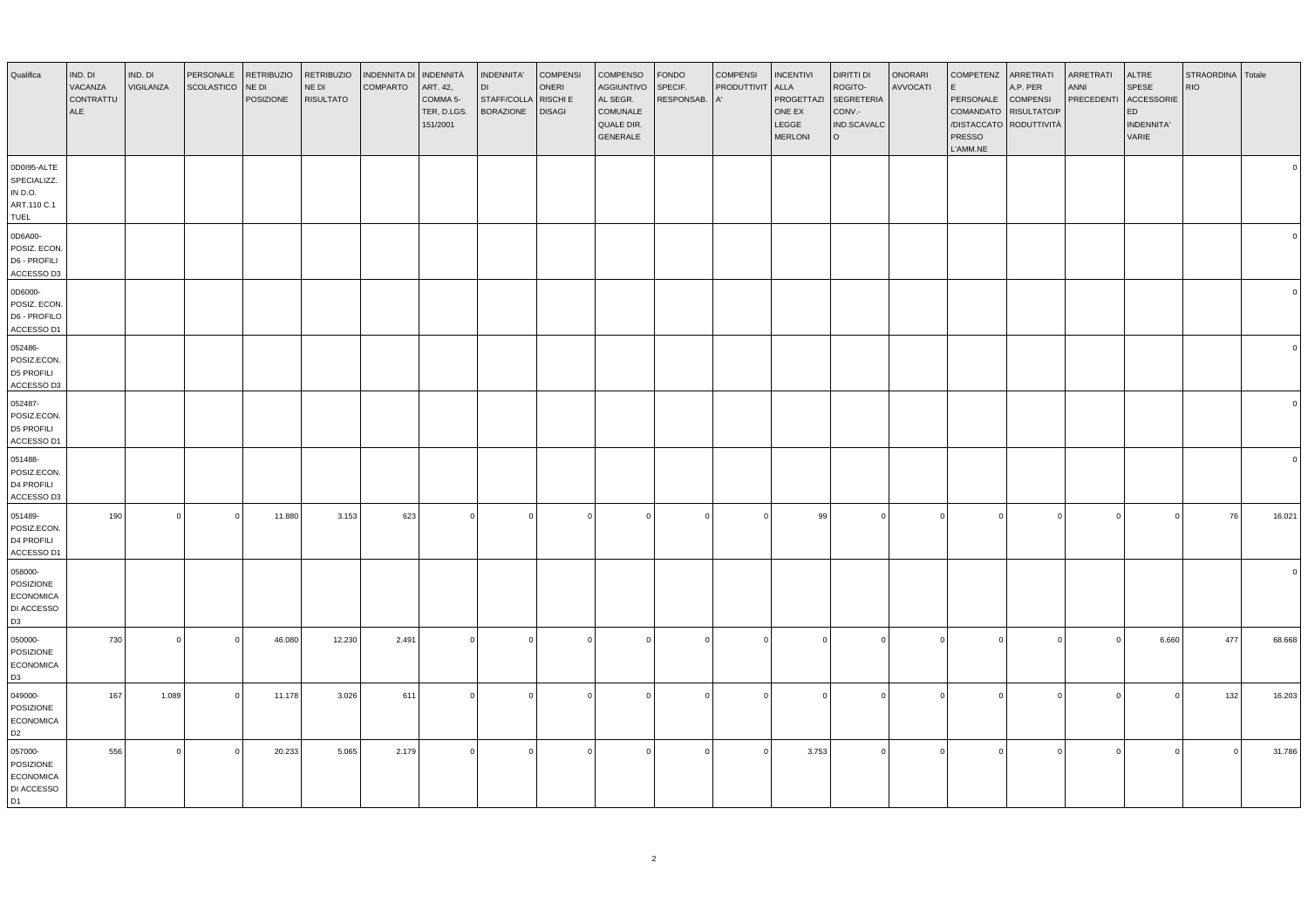| Qualifica | IND. DI VACANZA CONTRATTUALE | IND. DI VIGILANZA | PERSONALE SCOLASTICO | RETRIBUZIONE DI POSIZIONE | RETRIBUZIONE DI RISULTATO | INDENNITA DI COMPARTO | INDENNITÀ ART. 42, COMMA 5-TER, D.LGS. 151/2001 | INDENNITA' DI STAFF/COLLABORAZIONE | COMPENSI ONERI RISCHI E DISAGI | COMPENSO AGGIUNTIVO AL SEGR. COMUNALE QUALE DIR. GENERALE | FONDO SPECIF. RESPONSAB. | COMPENSI PRODUTTIVITA' | INCENTIVI ALLA PROGETTAZIONE EX LEGGE MERLONI | DIRITTI DI ROGITO-SEGRETERIA CONV.-IND.SCAVALCO | ONORARI AVVOCATI | COMPETENZE PERSONALE COMANDATO/DISTACCATO PRESSO L'AMM.NE | ARRETRATI A.P. PER COMPENSI RISULTATO/PRODUTTIVITÀ | ARRETRATI ANNI PRECEDENTI | ALTRE SPESE ACCESSORIE ED INDENNITA' VARIE | STRAORDINARIO | Totale |
|---|---|---|---|---|---|---|---|---|---|---|---|---|---|---|---|---|---|---|---|---|---|
| 0D0I95-ALTE SPECIALIZZ. IN D.O. ART.110 C.1 TUEL | | | | | | | | | | | | | | | | | | | | | 0 |
| 0D6A00-POSIZ. ECON. D6 - PROFILI ACCESSO D3 | | | | | | | | | | | | | | | | | | | | | 0 |
| 0D6000-POSIZ. ECON. D6 - PROFILO ACCESSO D1 | | | | | | | | | | | | | | | | | | | | | 0 |
| 052486-POSIZ.ECON. D5 PROFILI ACCESSO D3 | | | | | | | | | | | | | | | | | | | | | 0 |
| 052487-POSIZ.ECON. D5 PROFILI ACCESSO D1 | | | | | | | | | | | | | | | | | | | | | 0 |
| 051488-POSIZ.ECON. D4 PROFILI ACCESSO D3 | | | | | | | | | | | | | | | | | | | | | 0 |
| 051489-POSIZ.ECON. D4 PROFILI ACCESSO D1 | 190 | 0 | 0 | 11.880 | 3.153 | 623 | 0 | 0 | 0 | 0 | 0 | 0 | 99 | 0 | 0 | 0 | 0 | 0 | 0 | 76 | 16.021 |
| 058000-POSIZIONE ECONOMICA DI ACCESSO D3 | | | | | | | | | | | | | | | | | | | | | 0 |
| 050000-POSIZIONE ECONOMICA D3 | 730 | 0 | 0 | 46.080 | 12.230 | 2.491 | 0 | 0 | 0 | 0 | 0 | 0 | 0 | 0 | 0 | 0 | 0 | 0 | 6.660 | 477 | 68.668 |
| 049000-POSIZIONE ECONOMICA D2 | 167 | 1.089 | 0 | 11.178 | 3.026 | 611 | 0 | 0 | 0 | 0 | 0 | 0 | 0 | 0 | 0 | 0 | 0 | 0 | 0 | 132 | 16.203 |
| 057000-POSIZIONE ECONOMICA DI ACCESSO D1 | 556 | 0 | 0 | 20.233 | 5.065 | 2.179 | 0 | 0 | 0 | 0 | 0 | 0 | 3.753 | 0 | 0 | 0 | 0 | 0 | 0 | 0 | 31.786 |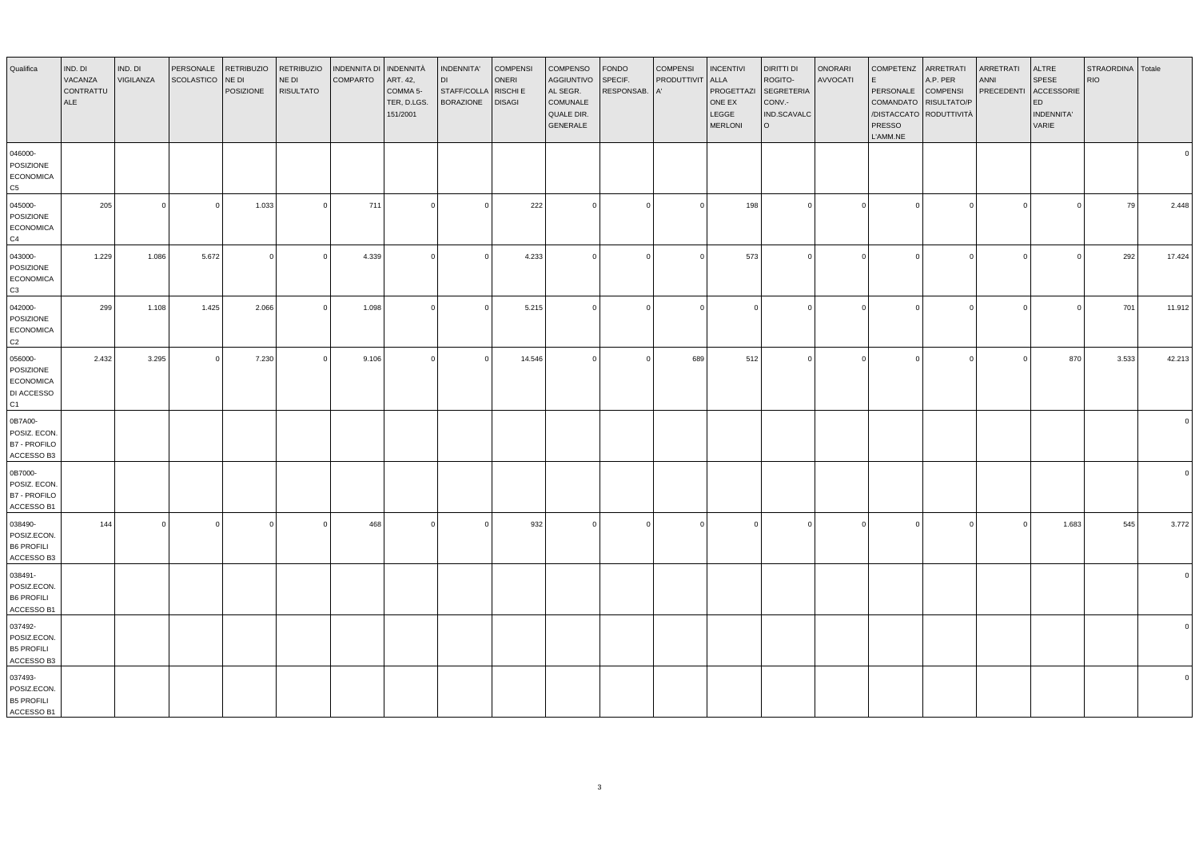| Qualifica | IND. DI VACANZA CONTRATTUALE | IND. DI VIGILANZA | PERSONALE SCOLASTICO | RETRIBUZIONE DI POSIZIONE | RETRIBUZIONE DI RISULTATO | INDENNITA DI COMPARTO | INDENNITÀ ART. 42, COMMA 5-TER, D.LGS. 151/2001 | INDENNITA' DI STAFF/COLLABORAZIONE | COMPENSI ONERI RISCHI E DISAGI | COMPENSO AGGIUNTIVO AL SEGR. COMUNALE QUALE DIR. GENERALE | FONDO SPECIF. RESPONSAB. | COMPENSI PRODUTTIVITA' | INCENTIVI ALLA PROGETTAZIONE EX LEGGE MERLONI | DIRITTI DI ROGITO-SEGRETERIA CONV.-IND.SCAVALCO | ONORARI AVVOCATI | COMPETENZE PERSONALE COMANDATO /DISTACCATO PRESSO L'AMM.NE | ARRETRATI A.P. PER COMPENSI RISULTATO/PRODUTTIVITÀ | ARRETRATI ANNI PRECEDENTI | ALTRE SPESE ACCESSORIE ED INDENNITA' VARIE | STRAORDINARIO | Totale |
|---|---|---|---|---|---|---|---|---|---|---|---|---|---|---|---|---|---|---|---|---|---|
| 046000-POSIZIONE ECONOMICA C5 | | | | | | | | | | | | | | | | | | | | | 0 |
| 045000-POSIZIONE ECONOMICA C4 | 205 | 0 | 0 | 1.033 | 0 | 711 | 0 | 0 | 222 | 0 | 0 | 0 | 198 | 0 | 0 | 0 | 0 | 0 | 0 | 79 | 2.448 |
| 043000-POSIZIONE ECONOMICA C3 | 1.229 | 1.086 | 5.672 | 0 | 0 | 4.339 | 0 | 0 | 4.233 | 0 | 0 | 0 | 573 | 0 | 0 | 0 | 0 | 0 | 0 | 292 | 17.424 |
| 042000-POSIZIONE ECONOMICA C2 | 299 | 1.108 | 1.425 | 2.066 | 0 | 1.098 | 0 | 0 | 5.215 | 0 | 0 | 0 | 0 | 0 | 0 | 0 | 0 | 0 | 0 | 701 | 11.912 |
| 056000-POSIZIONE ECONOMICA DI ACCESSO C1 | 2.432 | 3.295 | 0 | 7.230 | 0 | 9.106 | 0 | 0 | 14.546 | 0 | 0 | 689 | 512 | 0 | 0 | 0 | 0 | 0 | 870 | 3.533 | 42.213 |
| 0B7A00-POSIZ. ECON. B7 - PROFILO ACCESSO B3 | | | | | | | | | | | | | | | | | | | | | 0 |
| 0B7000-POSIZ. ECON. B7 - PROFILO ACCESSO B1 | | | | | | | | | | | | | | | | | | | | | 0 |
| 038490-POSIZ.ECON. B6 PROFILI ACCESSO B3 | 144 | 0 | 0 | 0 | 0 | 468 | 0 | 0 | 932 | 0 | 0 | 0 | 0 | 0 | 0 | 0 | 0 | 0 | 1.683 | 545 | 3.772 |
| 038491-POSIZ.ECON. B6 PROFILI ACCESSO B1 | | | | | | | | | | | | | | | | | | | | | 0 |
| 037492-POSIZ.ECON. B5 PROFILI ACCESSO B3 | | | | | | | | | | | | | | | | | | | | | 0 |
| 037493-POSIZ.ECON. B5 PROFILI ACCESSO B1 | | | | | | | | | | | | | | | | | | | | | 0 |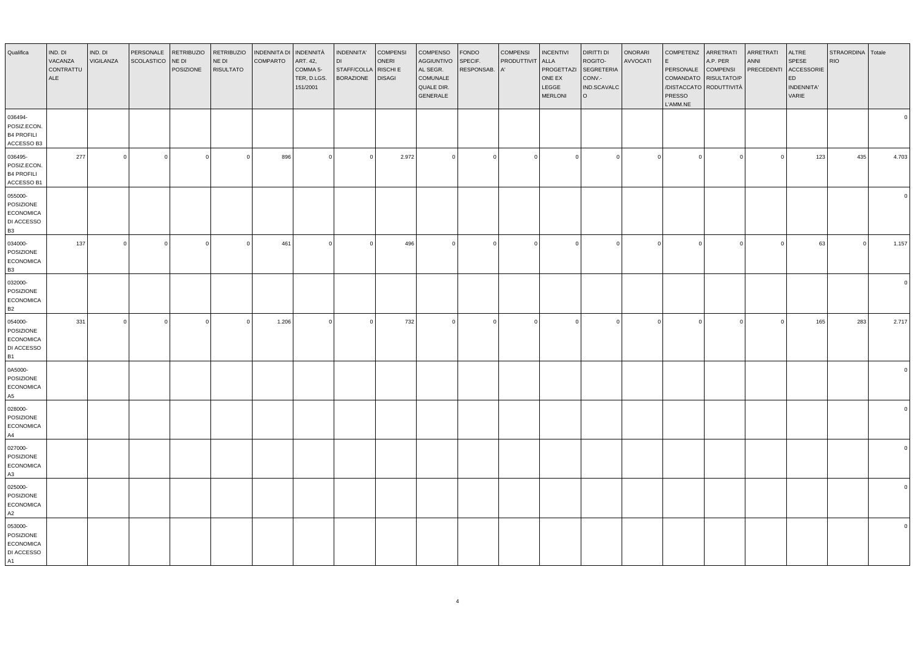| Qualifica | IND. DI VACANZA CONTRATTUALE | IND. DI VIGILANZA | PERSONALE SCOLASTICO | RETRIBUZIONE DI POSIZIONE | RETRIBUZIONE DI RISULTATO | INDENNITA DI COMPARTO | INDENNITÀ ART. 42, COMMA 5-TER, D.LGS. 151/2001 | INDENNITA' DI STAFF/COLLABORAZIONE | COMPENSI ONERI RISCHI E DISAGI | COMPENSO AGGIUNTIVO AL SEGR. COMUNALE QUALE DIR. GENERALE | FONDO SPECIF. RESPONSAB. | COMPENSI PRODUTTIVITA' | INCENTIVI ALLA PROGETTAZIONE EX LEGGE MERLONI | DIRITTI DI ROGITO-SEGRETERIA CONV.-IND.SCAVALCO | ONORARI AVVOCATI | COMPETENZE PERSONALE COMANDATO /DISTACCATO PRESSO L'AMM.NE | ARRETRATI A.P. PER COMPENSI RISULTATO/PRODUTTIVITÀ | ARRETRATI ANNI PRECEDENTI | ALTRE SPESE ACCESSORIE ED INDENNITA' VARIE | STRAORDINARIO | Totale |
|---|---|---|---|---|---|---|---|---|---|---|---|---|---|---|---|---|---|---|---|---|---|
| 036494-POSIZ.ECON. B4 PROFILI ACCESSO B3 | | | | | | | | | | | | | | | | | | | | | 0 |
| 036495-POSIZ.ECON. B4 PROFILI ACCESSO B1 | 277 | 0 | 0 | 0 | 0 | 896 | 0 | 0 | 2.972 | 0 | 0 | 0 | 0 | 0 | 0 | 0 | 0 | 0 | 123 | 435 | 4.703 |
| 055000-POSIZIONE ECONOMICA DI ACCESSO B3 | | | | | | | | | | | | | | | | | | | | | 0 |
| 034000-POSIZIONE ECONOMICA B3 | 137 | 0 | 0 | 0 | 0 | 461 | 0 | 0 | 496 | 0 | 0 | 0 | 0 | 0 | 0 | 0 | 0 | 0 | 63 | 0 | 1.157 |
| 032000-POSIZIONE ECONOMICA B2 | | | | | | | | | | | | | | | | | | | | | 0 |
| 054000-POSIZIONE ECONOMICA DI ACCESSO B1 | 331 | 0 | 0 | 0 | 0 | 1.206 | 0 | 0 | 732 | 0 | 0 | 0 | 0 | 0 | 0 | 0 | 0 | 0 | 165 | 283 | 2.717 |
| 0A5000-POSIZIONE ECONOMICA A5 | | | | | | | | | | | | | | | | | | | | | 0 |
| 028000-POSIZIONE ECONOMICA A4 | | | | | | | | | | | | | | | | | | | | | 0 |
| 027000-POSIZIONE ECONOMICA A3 | | | | | | | | | | | | | | | | | | | | | 0 |
| 025000-POSIZIONE ECONOMICA A2 | | | | | | | | | | | | | | | | | | | | | 0 |
| 053000-POSIZIONE ECONOMICA DI ACCESSO A1 | | | | | | | | | | | | | | | | | | | | | 0 |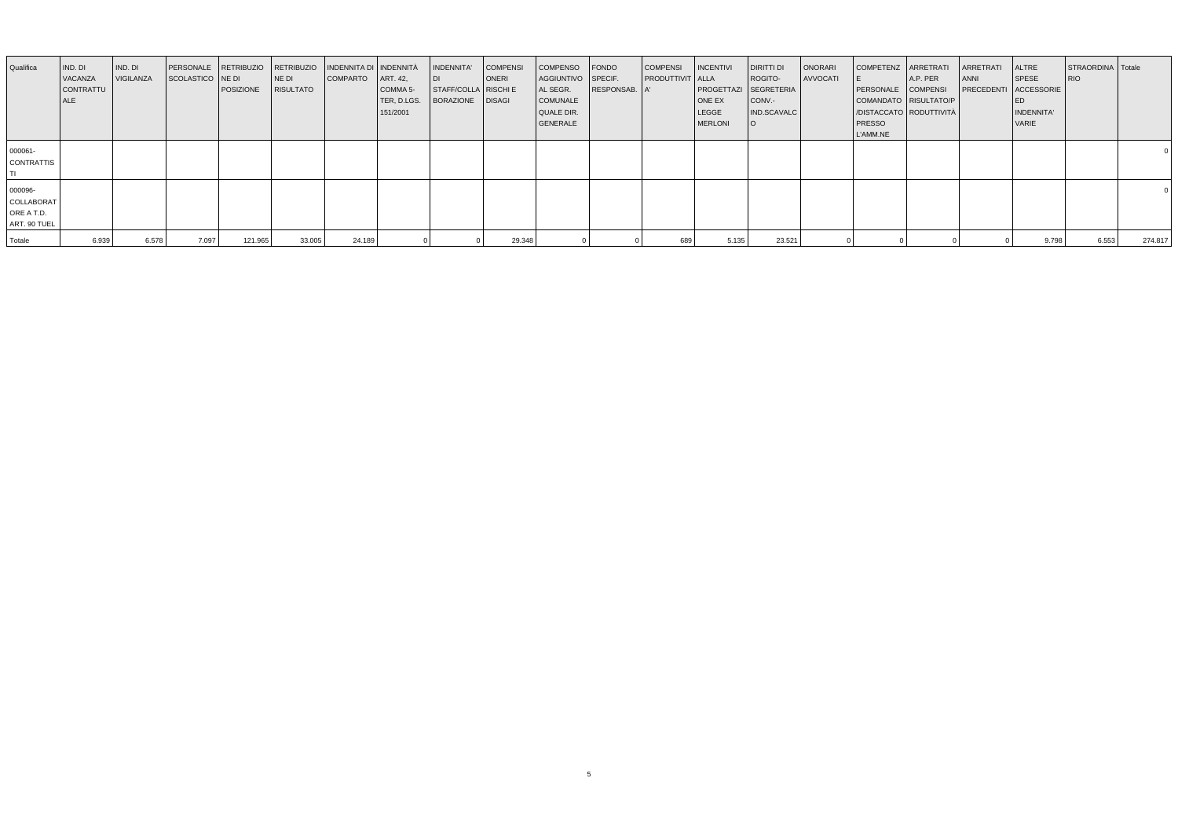| Qualifica | IND. DI VACANZA CONTRATTUALE | IND. DI VIGILANZA | PERSONALE SCOLASTICO | RETRIBUZIONE DI POSIZIONE | RETRIBUZIONE DI RISULTATO | INDENNITA DI COMPARTO | INDENNITÀ ART. 42, COMMA 5-TER, D.LGS. 151/2001 | INDENNITA' DI STAFF/COLLABORAZIONE | COMPENSI ONERI RISCHI E DISAGI | COMPENSO AGGIUNTIVO AL SEGR. COMUNALE QUALE DIR. GENERALE | FONDO SPECIF. RESPONSAB. | COMPENSI PRODUTTIVITA' | INCENTIVI ALLA PROGETTAZIONE EX LEGGE MERLONI | DIRITTI DI ROGITO-SEGRETERIA CONV.-IND.SCAVALCO | ONORARI AVVOCATI | COMPETENZE PERSONALE COMANDATO/DISTACCATO PRESSO L'AMM.NE | ARRETRATI A.P. PER COMPENSI RISULTATO/PRODUTTIVITÀ | ARRETRATI ANNI PRECEDENTI | ALTRE SPESE ACCESSORIE ED INDENNITA' VARIE | STRAORDINARIO | Totale |
|---|---|---|---|---|---|---|---|---|---|---|---|---|---|---|---|---|---|---|---|---|---|
| 000061-CONTRATTISTI | | | | | | | | | | | | | | | | | | | | | 0 |
| 000096-COLLABORATORE A T.D. ART. 90 TUEL | | | | | | | | | | | | | | | | | | | | | 0 |
| Totale | 6.939 | 6.578 | 7.097 | 121.965 | 33.005 | 24.189 | 0 | 0 | 29.348 | 0 | 0 | 689 | 5.135 | 23.521 | 0 | 0 | 0 | 0 | 9.798 | 6.553 | 274.817 |